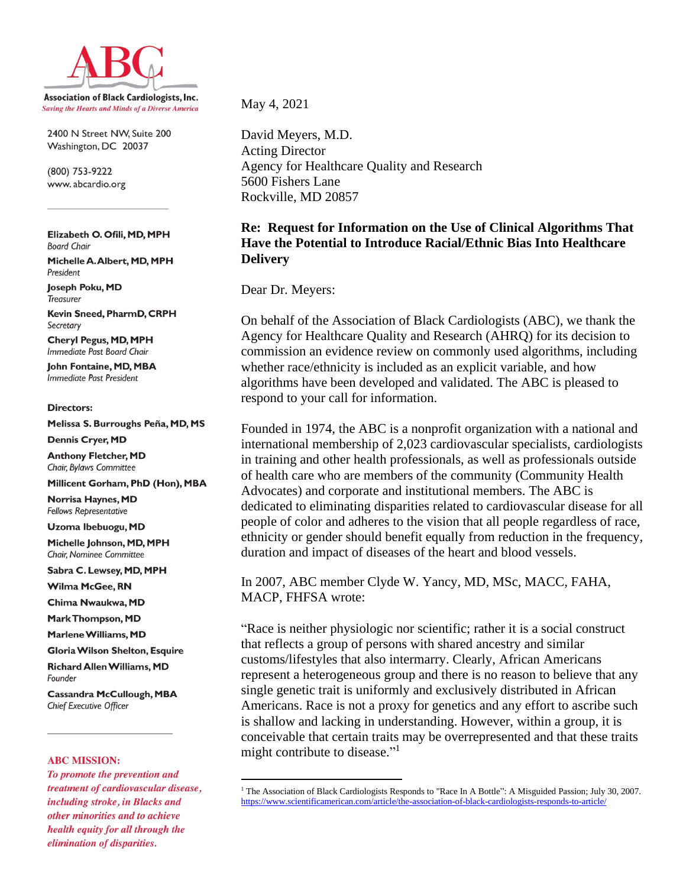**Association of Black Cardiologists, Inc.**
*Saving the Hearts and Minds of a Diverse America*

2400 N Street NW, Suite 200
Washington, DC 20037

(800) 753-9222
www.abcardio.org

**Elizabeth O. Ofili, MD, MPH**
*Board Chair*
**Michelle A. Albert, MD, MPH**
*President*
**Joseph Poku, MD**
*Treasurer*
**Kevin Sneed, PharmD, CRPH**
*Secretary*
**Cheryl Pegus, MD, MPH**
*Immediate Past Board Chair*
**John Fontaine, MD, MBA**
*Immediate Past President*

**Directors:**
**Melissa S. Burroughs Peña, MD, MS**
**Dennis Cryer, MD**
**Anthony Fletcher, MD**
*Chair, Bylaws Committee*
**Millicent Gorham, PhD (Hon), MBA**
**Norrisa Haynes, MD**
*Fellows Representative*
**Uzoma Ibebuogu, MD**
**Michelle Johnson, MD, MPH**
*Chair, Nominee Committee*
**Sabra C. Lewsey, MD, MPH**
**Wilma McGee, RN**
**Chima Nwaukwa, MD**
**Mark Thompson, MD**
**Marlene Williams, MD**
**Gloria Wilson Shelton, Esquire**
**Richard Allen Williams, MD**
*Founder*
**Cassandra McCullough, MBA**
*Chief Executive Officer*

**ABC MISSION:**
*To promote the prevention and treatment of cardiovascular disease, including stroke, in Blacks and other minorities and to achieve health equity for all through the elimination of disparities.*

May 4, 2021

David Meyers, M.D.
Acting Director
Agency for Healthcare Quality and Research
5600 Fishers Lane
Rockville, MD 20857

**Re: Request for Information on the Use of Clinical Algorithms That Have the Potential to Introduce Racial/Ethnic Bias Into Healthcare Delivery**

Dear Dr. Meyers:

On behalf of the Association of Black Cardiologists (ABC), we thank the Agency for Healthcare Quality and Research (AHRQ) for its decision to commission an evidence review on commonly used algorithms, including whether race/ethnicity is included as an explicit variable, and how algorithms have been developed and validated. The ABC is pleased to respond to your call for information.

Founded in 1974, the ABC is a nonprofit organization with a national and international membership of 2,023 cardiovascular specialists, cardiologists in training and other health professionals, as well as professionals outside of health care who are members of the community (Community Health Advocates) and corporate and institutional members. The ABC is dedicated to eliminating disparities related to cardiovascular disease for all people of color and adheres to the vision that all people regardless of race, ethnicity or gender should benefit equally from reduction in the frequency, duration and impact of diseases of the heart and blood vessels.

In 2007, ABC member Clyde W. Yancy, MD, MSc, MACC, FAHA, MACP, FHFSA wrote:

"Race is neither physiologic nor scientific; rather it is a social construct that reflects a group of persons with shared ancestry and similar customs/lifestyles that also intermarry. Clearly, African Americans represent a heterogeneous group and there is no reason to believe that any single genetic trait is uniformly and exclusively distributed in African Americans. Race is not a proxy for genetics and any effort to ascribe such is shallow and lacking in understanding. However, within a group, it is conceivable that certain traits may be overrepresented and that these traits might contribute to disease."[1]

---

[1] The Association of Black Cardiologists Responds to "Race In A Bottle": A Misguided Passion; July 30, 2007. https://www.scientificamerican.com/article/the-association-of-black-cardiologists-responds-to-article/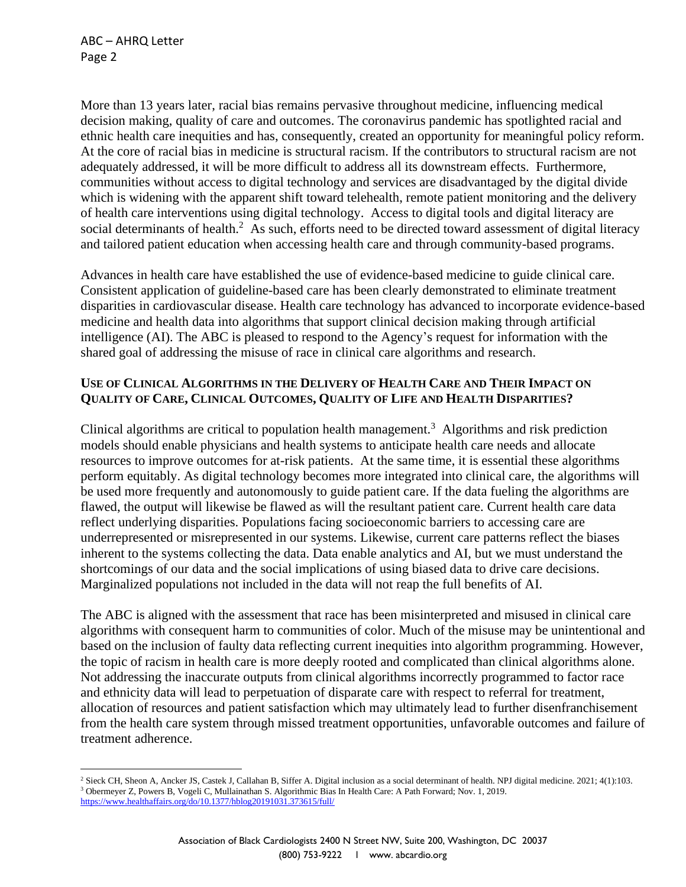More than 13 years later, racial bias remains pervasive throughout medicine, influencing medical decision making, quality of care and outcomes. The coronavirus pandemic has spotlighted racial and ethnic health care inequities and has, consequently, created an opportunity for meaningful policy reform. At the core of racial bias in medicine is structural racism. If the contributors to structural racism are not adequately addressed, it will be more difficult to address all its downstream effects. Furthermore, communities without access to digital technology and services are disadvantaged by the digital divide which is widening with the apparent shift toward telehealth, remote patient monitoring and the delivery of health care interventions using digital technology. Access to digital tools and digital literacy are social determinants of health.[2] As such, efforts need to be directed toward assessment of digital literacy and tailored patient education when accessing health care and through community-based programs.

Advances in health care have established the use of evidence-based medicine to guide clinical care. Consistent application of guideline-based care has been clearly demonstrated to eliminate treatment disparities in cardiovascular disease. Health care technology has advanced to incorporate evidence-based medicine and health data into algorithms that support clinical decision making through artificial intelligence (AI). The ABC is pleased to respond to the Agency's request for information with the shared goal of addressing the misuse of race in clinical care algorithms and research.

**USE OF CLINICAL ALGORITHMS IN THE DELIVERY OF HEALTH CARE AND THEIR IMPACT ON QUALITY OF CARE, CLINICAL OUTCOMES, QUALITY OF LIFE AND HEALTH DISPARITIES?**

Clinical algorithms are critical to population health management.[3] Algorithms and risk prediction models should enable physicians and health systems to anticipate health care needs and allocate resources to improve outcomes for at-risk patients. At the same time, it is essential these algorithms perform equitably. As digital technology becomes more integrated into clinical care, the algorithms will be used more frequently and autonomously to guide patient care. If the data fueling the algorithms are flawed, the output will likewise be flawed as will the resultant patient care. Current health care data reflect underlying disparities. Populations facing socioeconomic barriers to accessing care are underrepresented or misrepresented in our systems. Likewise, current care patterns reflect the biases inherent to the systems collecting the data. Data enable analytics and AI, but we must understand the shortcomings of our data and the social implications of using biased data to drive care decisions. Marginalized populations not included in the data will not reap the full benefits of AI.

The ABC is aligned with the assessment that race has been misinterpreted and misused in clinical care algorithms with consequent harm to communities of color. Much of the misuse may be unintentional and based on the inclusion of faulty data reflecting current inequities into algorithm programming. However, the topic of racism in health care is more deeply rooted and complicated than clinical algorithms alone. Not addressing the inaccurate outputs from clinical algorithms incorrectly programmed to factor race and ethnicity data will lead to perpetuation of disparate care with respect to referral for treatment, allocation of resources and patient satisfaction which may ultimately lead to further disenfranchisement from the health care system through missed treatment opportunities, unfavorable outcomes and failure of treatment adherence.

---

[2] Sieck CH, Sheon A, Ancker JS, Castek J, Callahan B, Siffer A. Digital inclusion as a social determinant of health. NPJ digital medicine. 2021; 4(1):103.

[3] Obermeyer Z, Powers B, Vogeli C, Mullainathan S. Algorithmic Bias In Health Care: A Path Forward; Nov. 1, 2019. https://www.healthaffairs.org/do/10.1377/hblog20191031.373615/full/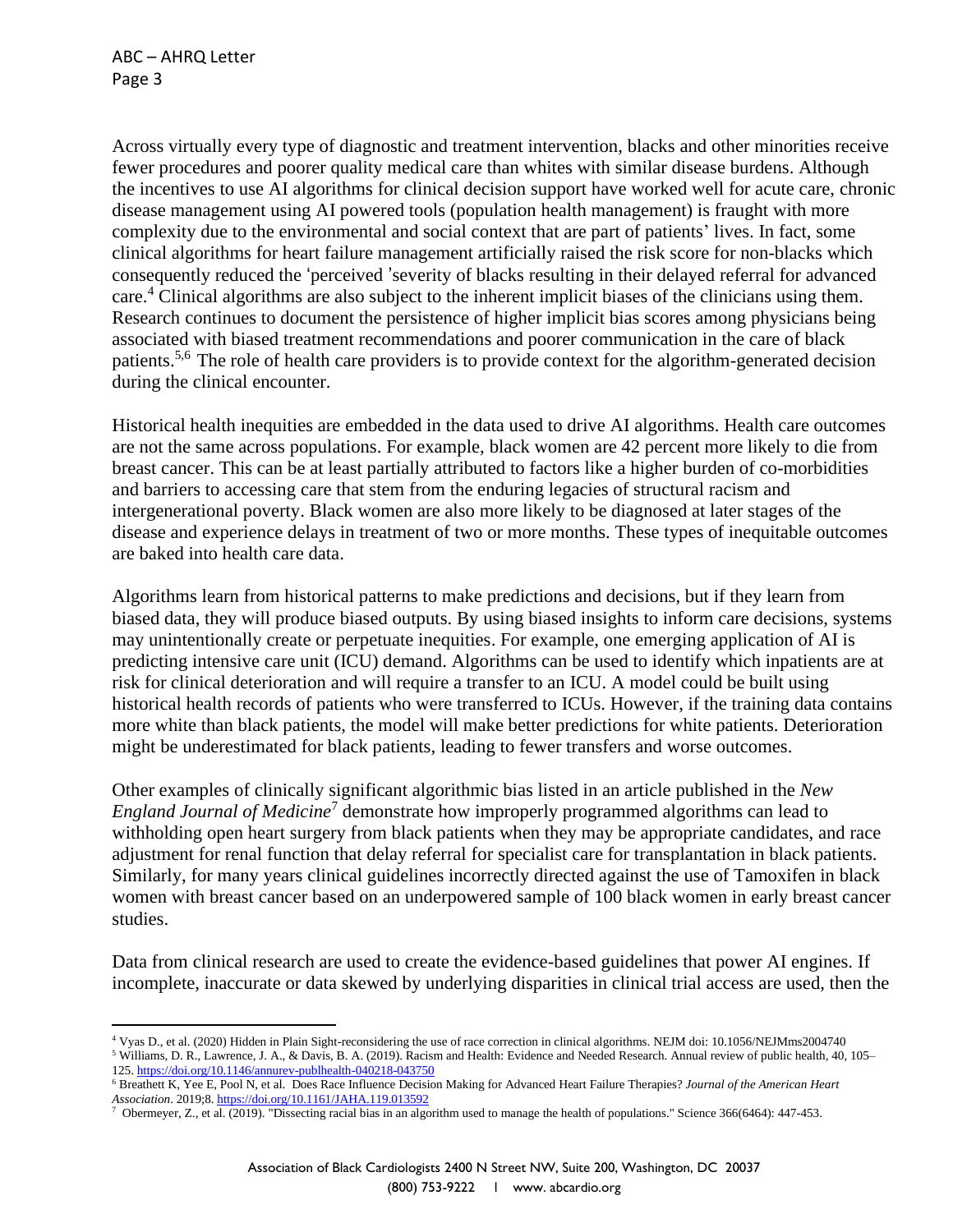Across virtually every type of diagnostic and treatment intervention, blacks and other minorities receive fewer procedures and poorer quality medical care than whites with similar disease burdens. Although the incentives to use AI algorithms for clinical decision support have worked well for acute care, chronic disease management using AI powered tools (population health management) is fraught with more complexity due to the environmental and social context that are part of patients' lives. In fact, some clinical algorithms for heart failure management artificially raised the risk score for non-blacks which consequently reduced the 'perceived 'severity of blacks resulting in their delayed referral for advanced care.[4] Clinical algorithms are also subject to the inherent implicit biases of the clinicians using them. Research continues to document the persistence of higher implicit bias scores among physicians being associated with biased treatment recommendations and poorer communication in the care of black patients.[5,6] The role of health care providers is to provide context for the algorithm-generated decision during the clinical encounter.

Historical health inequities are embedded in the data used to drive AI algorithms. Health care outcomes are not the same across populations. For example, black women are 42 percent more likely to die from breast cancer. This can be at least partially attributed to factors like a higher burden of co-morbidities and barriers to accessing care that stem from the enduring legacies of structural racism and intergenerational poverty. Black women are also more likely to be diagnosed at later stages of the disease and experience delays in treatment of two or more months. These types of inequitable outcomes are baked into health care data.

Algorithms learn from historical patterns to make predictions and decisions, but if they learn from biased data, they will produce biased outputs. By using biased insights to inform care decisions, systems may unintentionally create or perpetuate inequities. For example, one emerging application of AI is predicting intensive care unit (ICU) demand. Algorithms can be used to identify which inpatients are at risk for clinical deterioration and will require a transfer to an ICU. A model could be built using historical health records of patients who were transferred to ICUs. However, if the training data contains more white than black patients, the model will make better predictions for white patients. Deterioration might be underestimated for black patients, leading to fewer transfers and worse outcomes.

Other examples of clinically significant algorithmic bias listed in an article published in the *New England Journal of Medicine*[7] demonstrate how improperly programmed algorithms can lead to withholding open heart surgery from black patients when they may be appropriate candidates, and race adjustment for renal function that delay referral for specialist care for transplantation in black patients. Similarly, for many years clinical guidelines incorrectly directed against the use of Tamoxifen in black women with breast cancer based on an underpowered sample of 100 black women in early breast cancer studies.

Data from clinical research are used to create the evidence-based guidelines that power AI engines. If incomplete, inaccurate or data skewed by underlying disparities in clinical trial access are used, then the

---

[4] Vyas D., et al. (2020) Hidden in Plain Sight-reconsidering the use of race correction in clinical algorithms. NEJM doi: 10.1056/NEJMms2004740

[5] Williams, D. R., Lawrence, J. A., & Davis, B. A. (2019). Racism and Health: Evidence and Needed Research. Annual review of public health, 40, 105–125. https://doi.org/10.1146/annurev-publhealth-040218-043750

[6] Breathett K, Yee E, Pool N, et al. Does Race Influence Decision Making for Advanced Heart Failure Therapies? *Journal of the American Heart Association*. 2019;8. https://doi.org/10.1161/JAHA.119.013592

[7] Obermeyer, Z., et al. (2019). "Dissecting racial bias in an algorithm used to manage the health of populations." Science 366(6464): 447-453.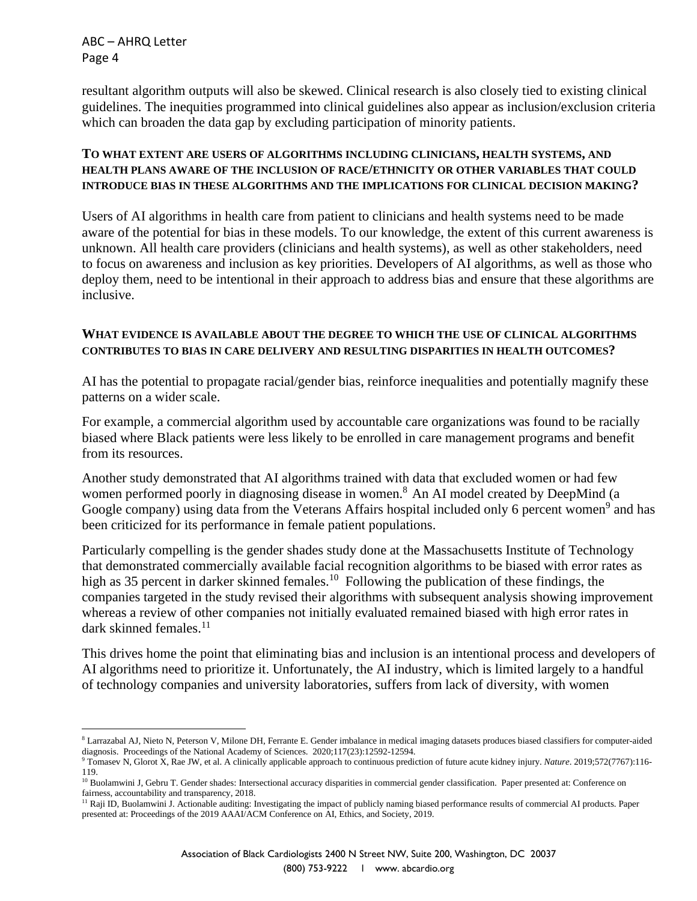resultant algorithm outputs will also be skewed. Clinical research is also closely tied to existing clinical guidelines. The inequities programmed into clinical guidelines also appear as inclusion/exclusion criteria which can broaden the data gap by excluding participation of minority patients.

### TO WHAT EXTENT ARE USERS OF ALGORITHMS INCLUDING CLINICIANS, HEALTH SYSTEMS, AND HEALTH PLANS AWARE OF THE INCLUSION OF RACE/ETHNICITY OR OTHER VARIABLES THAT COULD INTRODUCE BIAS IN THESE ALGORITHMS AND THE IMPLICATIONS FOR CLINICAL DECISION MAKING?

Users of AI algorithms in health care from patient to clinicians and health systems need to be made aware of the potential for bias in these models. To our knowledge, the extent of this current awareness is unknown. All health care providers (clinicians and health systems), as well as other stakeholders, need to focus on awareness and inclusion as key priorities. Developers of AI algorithms, as well as those who deploy them, need to be intentional in their approach to address bias and ensure that these algorithms are inclusive.

### WHAT EVIDENCE IS AVAILABLE ABOUT THE DEGREE TO WHICH THE USE OF CLINICAL ALGORITHMS CONTRIBUTES TO BIAS IN CARE DELIVERY AND RESULTING DISPARITIES IN HEALTH OUTCOMES?

AI has the potential to propagate racial/gender bias, reinforce inequalities and potentially magnify these patterns on a wider scale.

For example, a commercial algorithm used by accountable care organizations was found to be racially biased where Black patients were less likely to be enrolled in care management programs and benefit from its resources.

Another study demonstrated that AI algorithms trained with data that excluded women or had few women performed poorly in diagnosing disease in women.[8] An AI model created by DeepMind (a Google company) using data from the Veterans Affairs hospital included only 6 percent women[9] and has been criticized for its performance in female patient populations.

Particularly compelling is the gender shades study done at the Massachusetts Institute of Technology that demonstrated commercially available facial recognition algorithms to be biased with error rates as high as 35 percent in darker skinned females.[10] Following the publication of these findings, the companies targeted in the study revised their algorithms with subsequent analysis showing improvement whereas a review of other companies not initially evaluated remained biased with high error rates in dark skinned females.[11]

This drives home the point that eliminating bias and inclusion is an intentional process and developers of AI algorithms need to prioritize it. Unfortunately, the AI industry, which is limited largely to a handful of technology companies and university laboratories, suffers from lack of diversity, with women

---

[8] Larrazabal AJ, Nieto N, Peterson V, Milone DH, Ferrante E. Gender imbalance in medical imaging datasets produces biased classifiers for computer-aided diagnosis. Proceedings of the National Academy of Sciences. 2020;117(23):12592-12594.

[9] Tomasev N, Glorot X, Rae JW, et al. A clinically applicable approach to continuous prediction of future acute kidney injury. *Nature*. 2019;572(7767):116-119.

[10] Buolamwini J, Gebru T. Gender shades: Intersectional accuracy disparities in commercial gender classification. Paper presented at: Conference on fairness, accountability and transparency, 2018.

[11] Raji ID, Buolamwini J. Actionable auditing: Investigating the impact of publicly naming biased performance results of commercial AI products. Paper presented at: Proceedings of the 2019 AAAI/ACM Conference on AI, Ethics, and Society, 2019.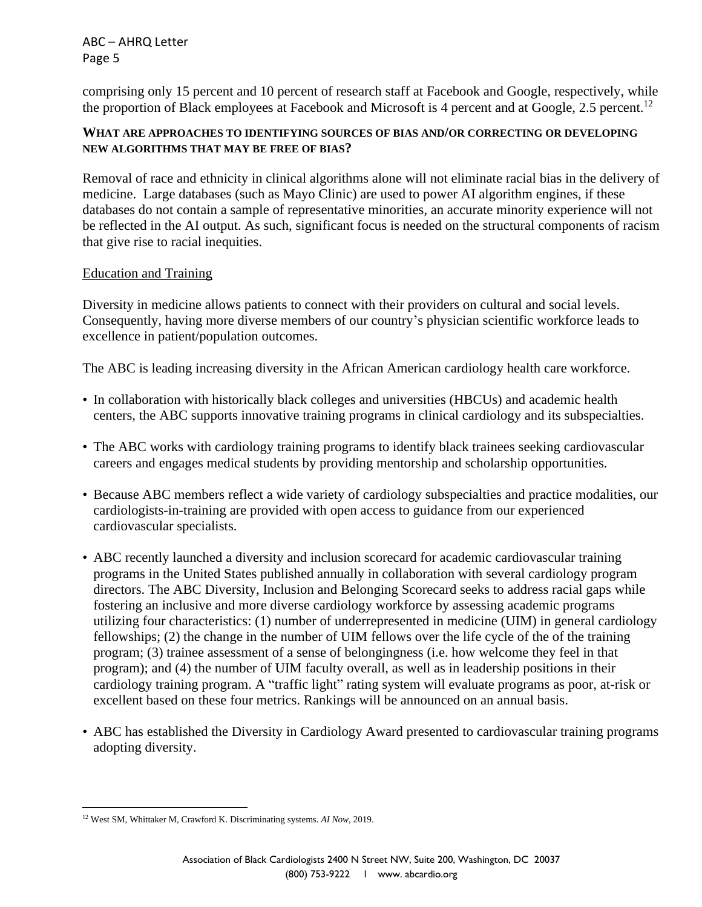comprising only 15 percent and 10 percent of research staff at Facebook and Google, respectively, while the proportion of Black employees at Facebook and Microsoft is 4 percent and at Google, 2.5 percent.[12]

**WHAT ARE APPROACHES TO IDENTIFYING SOURCES OF BIAS AND/OR CORRECTING OR DEVELOPING NEW ALGORITHMS THAT MAY BE FREE OF BIAS?**

Removal of race and ethnicity in clinical algorithms alone will not eliminate racial bias in the delivery of medicine. Large databases (such as Mayo Clinic) are used to power AI algorithm engines, if these databases do not contain a sample of representative minorities, an accurate minority experience will not be reflected in the AI output. As such, significant focus is needed on the structural components of racism that give rise to racial inequities.

<u>Education and Training</u>

Diversity in medicine allows patients to connect with their providers on cultural and social levels. Consequently, having more diverse members of our country's physician scientific workforce leads to excellence in patient/population outcomes.

The ABC is leading increasing diversity in the African American cardiology health care workforce.

- In collaboration with historically black colleges and universities (HBCUs) and academic health centers, the ABC supports innovative training programs in clinical cardiology and its subspecialties.
- The ABC works with cardiology training programs to identify black trainees seeking cardiovascular careers and engages medical students by providing mentorship and scholarship opportunities.
- Because ABC members reflect a wide variety of cardiology subspecialties and practice modalities, our cardiologists-in-training are provided with open access to guidance from our experienced cardiovascular specialists.
- ABC recently launched a diversity and inclusion scorecard for academic cardiovascular training programs in the United States published annually in collaboration with several cardiology program directors. The ABC Diversity, Inclusion and Belonging Scorecard seeks to address racial gaps while fostering an inclusive and more diverse cardiology workforce by assessing academic programs utilizing four characteristics: (1) number of underrepresented in medicine (UIM) in general cardiology fellowships; (2) the change in the number of UIM fellows over the life cycle of the of the training program; (3) trainee assessment of a sense of belongingness (i.e. how welcome they feel in that program); and (4) the number of UIM faculty overall, as well as in leadership positions in their cardiology training program. A "traffic light" rating system will evaluate programs as poor, at-risk or excellent based on these four metrics. Rankings will be announced on an annual basis.
- ABC has established the Diversity in Cardiology Award presented to cardiovascular training programs adopting diversity.

---

[12] West SM, Whittaker M, Crawford K. Discriminating systems. *AI Now*, 2019.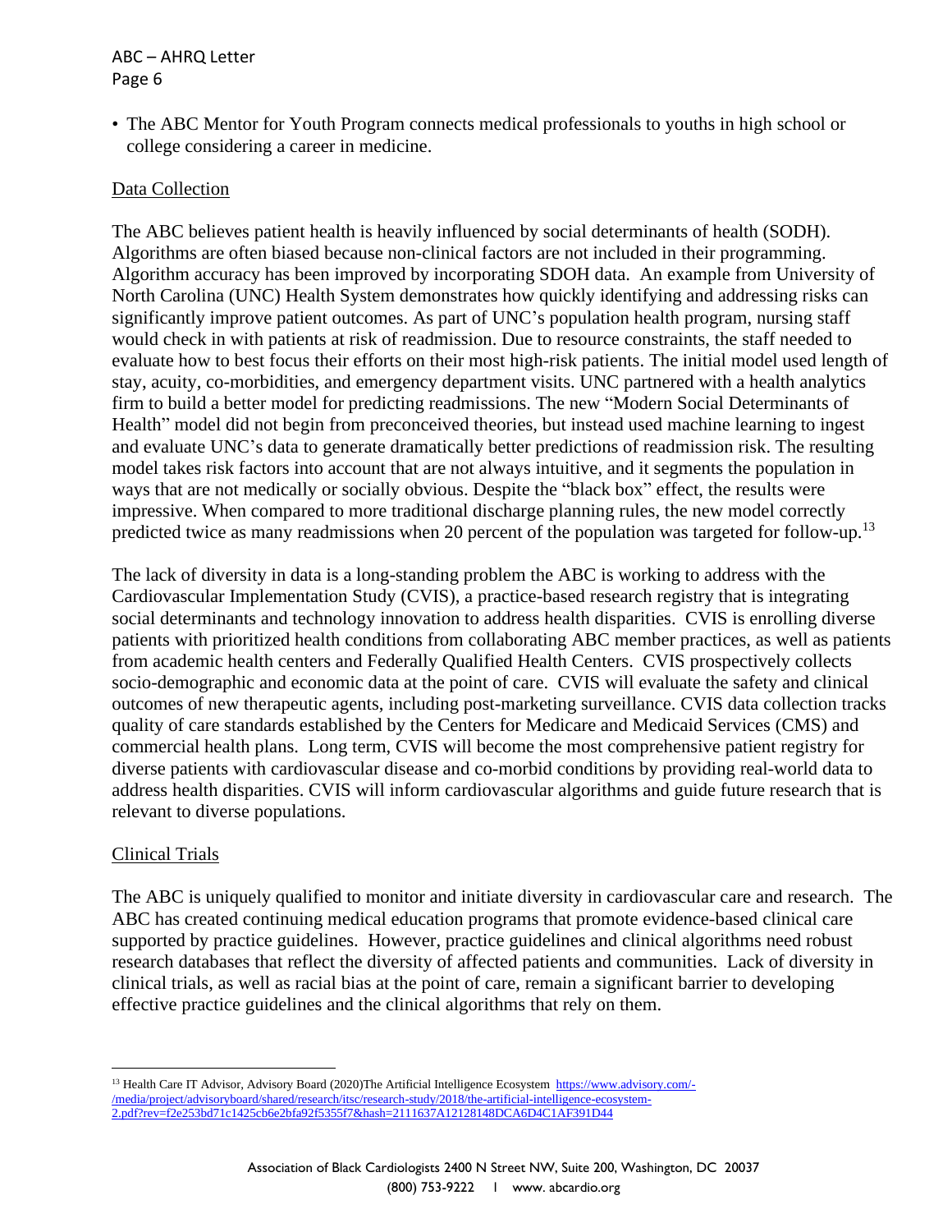- The ABC Mentor for Youth Program connects medical professionals to youths in high school or college considering a career in medicine.

## Data Collection

The ABC believes patient health is heavily influenced by social determinants of health (SODH). Algorithms are often biased because non-clinical factors are not included in their programming. Algorithm accuracy has been improved by incorporating SDOH data. An example from University of North Carolina (UNC) Health System demonstrates how quickly identifying and addressing risks can significantly improve patient outcomes. As part of UNC's population health program, nursing staff would check in with patients at risk of readmission. Due to resource constraints, the staff needed to evaluate how to best focus their efforts on their most high-risk patients. The initial model used length of stay, acuity, co-morbidities, and emergency department visits. UNC partnered with a health analytics firm to build a better model for predicting readmissions. The new "Modern Social Determinants of Health" model did not begin from preconceived theories, but instead used machine learning to ingest and evaluate UNC's data to generate dramatically better predictions of readmission risk. The resulting model takes risk factors into account that are not always intuitive, and it segments the population in ways that are not medically or socially obvious. Despite the "black box" effect, the results were impressive. When compared to more traditional discharge planning rules, the new model correctly predicted twice as many readmissions when 20 percent of the population was targeted for follow-up.[13]

The lack of diversity in data is a long-standing problem the ABC is working to address with the Cardiovascular Implementation Study (CVIS), a practice-based research registry that is integrating social determinants and technology innovation to address health disparities. CVIS is enrolling diverse patients with prioritized health conditions from collaborating ABC member practices, as well as patients from academic health centers and Federally Qualified Health Centers. CVIS prospectively collects socio-demographic and economic data at the point of care. CVIS will evaluate the safety and clinical outcomes of new therapeutic agents, including post-marketing surveillance. CVIS data collection tracks quality of care standards established by the Centers for Medicare and Medicaid Services (CMS) and commercial health plans. Long term, CVIS will become the most comprehensive patient registry for diverse patients with cardiovascular disease and co-morbid conditions by providing real-world data to address health disparities. CVIS will inform cardiovascular algorithms and guide future research that is relevant to diverse populations.

## Clinical Trials

The ABC is uniquely qualified to monitor and initiate diversity in cardiovascular care and research. The ABC has created continuing medical education programs that promote evidence-based clinical care supported by practice guidelines. However, practice guidelines and clinical algorithms need robust research databases that reflect the diversity of affected patients and communities. Lack of diversity in clinical trials, as well as racial bias at the point of care, remain a significant barrier to developing effective practice guidelines and the clinical algorithms that rely on them.

---

[13] Health Care IT Advisor, Advisory Board (2020)The Artificial Intelligence Ecosystem https://www.advisory.com/-/media/project/advisoryboard/shared/research/itsc/research-study/2018/the-artificial-intelligence-ecosystem-2.pdf?rev=f2e253bd71c1425cb6e2bfa92f5355f7&hash=2111637A12128148DCA6D4C1AF391D44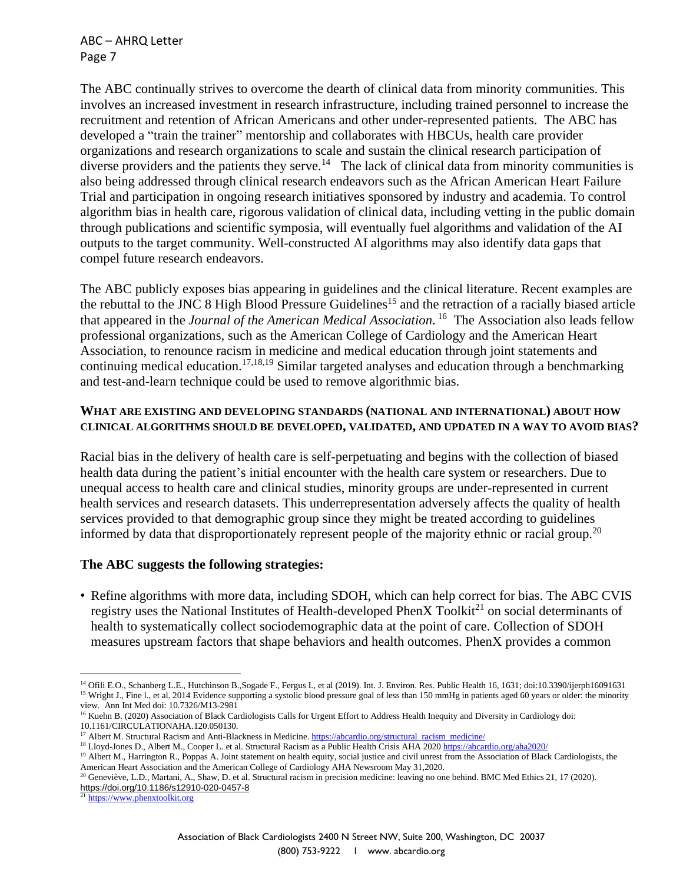The ABC continually strives to overcome the dearth of clinical data from minority communities. This involves an increased investment in research infrastructure, including trained personnel to increase the recruitment and retention of African Americans and other under-represented patients. The ABC has developed a "train the trainer" mentorship and collaborates with HBCUs, health care provider organizations and research organizations to scale and sustain the clinical research participation of diverse providers and the patients they serve.[14] The lack of clinical data from minority communities is also being addressed through clinical research endeavors such as the African American Heart Failure Trial and participation in ongoing research initiatives sponsored by industry and academia. To control algorithm bias in health care, rigorous validation of clinical data, including vetting in the public domain through publications and scientific symposia, will eventually fuel algorithms and validation of the AI outputs to the target community. Well-constructed AI algorithms may also identify data gaps that compel future research endeavors.

The ABC publicly exposes bias appearing in guidelines and the clinical literature. Recent examples are the rebuttal to the JNC 8 High Blood Pressure Guidelines[15] and the retraction of a racially biased article that appeared in the *Journal of the American Medical Association*.[16] The Association also leads fellow professional organizations, such as the American College of Cardiology and the American Heart Association, to renounce racism in medicine and medical education through joint statements and continuing medical education.[17,18,19] Similar targeted analyses and education through a benchmarking and test-and-learn technique could be used to remove algorithmic bias.

### WHAT ARE EXISTING AND DEVELOPING STANDARDS (NATIONAL AND INTERNATIONAL) ABOUT HOW CLINICAL ALGORITHMS SHOULD BE DEVELOPED, VALIDATED, AND UPDATED IN A WAY TO AVOID BIAS?

Racial bias in the delivery of health care is self-perpetuating and begins with the collection of biased health data during the patient's initial encounter with the health care system or researchers. Due to unequal access to health care and clinical studies, minority groups are under-represented in current health services and research datasets. This underrepresentation adversely affects the quality of health services provided to that demographic group since they might be treated according to guidelines informed by data that disproportionately represent people of the majority ethnic or racial group.[20]

**The ABC suggests the following strategies:**

- Refine algorithms with more data, including SDOH, which can help correct for bias. The ABC CVIS registry uses the National Institutes of Health-developed PhenX Toolkit[21] on social determinants of health to systematically collect sociodemographic data at the point of care. Collection of SDOH measures upstream factors that shape behaviors and health outcomes. PhenX provides a common

---

[14] Ofili E.O., Schanberg L.E., Hutchinson B.,Sogade F., Fergus I., et al (2019). Int. J. Environ. Res. Public Health 16, 1631; doi:10.3390/ijerph16091631

[15] Wright J., Fine l., et al. 2014 Evidence supporting a systolic blood pressure goal of less than 150 mmHg in patients aged 60 years or older: the minority view. Ann Int Med doi: 10.7326/M13-2981

[16] Kuehn B. (2020) Association of Black Cardiologists Calls for Urgent Effort to Address Health Inequity and Diversity in Cardiology doi: 10.1161/CIRCULATIONAHA.120.050130.

[17] Albert M. Structural Racism and Anti-Blackness in Medicine. https://abcardio.org/structural_racism_medicine/

[18] Lloyd-Jones D., Albert M., Cooper L. et al. Structural Racism as a Public Health Crisis AHA 2020 https://abcardio.org/aha2020/

[19] Albert M., Harrington R., Poppas A. Joint statement on health equity, social justice and civil unrest from the Association of Black Cardiologists, the American Heart Association and the American College of Cardiology AHA Newsroom May 31,2020.

[20] Geneviève, L.D., Martani, A., Shaw, D. et al. Structural racism in precision medicine: leaving no one behind. BMC Med Ethics 21, 17 (2020). https://doi.org/10.1186/s12910-020-0457-8

[21] https://www.phenxtoolkit.org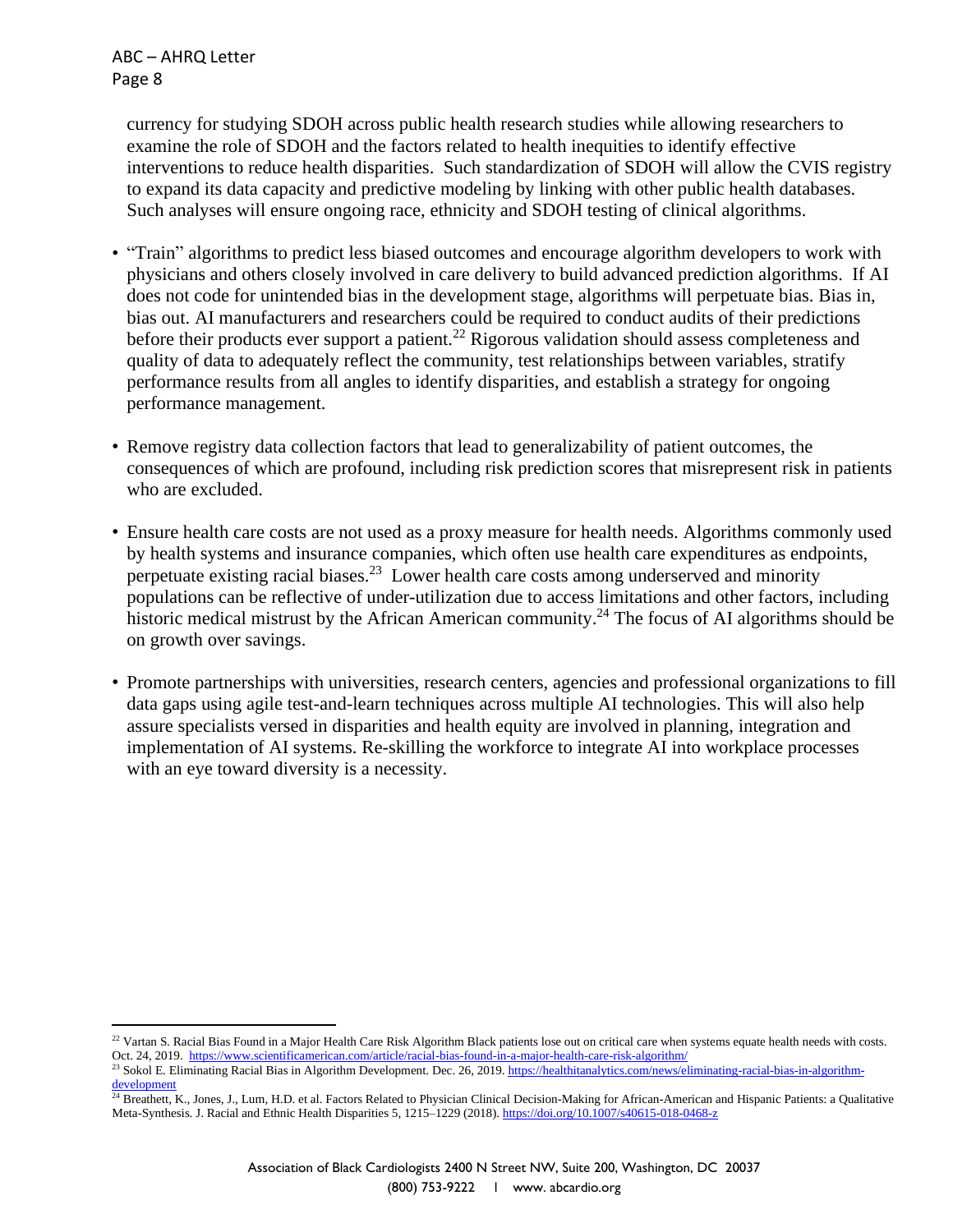currency for studying SDOH across public health research studies while allowing researchers to examine the role of SDOH and the factors related to health inequities to identify effective interventions to reduce health disparities. Such standardization of SDOH will allow the CVIS registry to expand its data capacity and predictive modeling by linking with other public health databases. Such analyses will ensure ongoing race, ethnicity and SDOH testing of clinical algorithms.

- "Train" algorithms to predict less biased outcomes and encourage algorithm developers to work with physicians and others closely involved in care delivery to build advanced prediction algorithms. If AI does not code for unintended bias in the development stage, algorithms will perpetuate bias. Bias in, bias out. AI manufacturers and researchers could be required to conduct audits of their predictions before their products ever support a patient.[22] Rigorous validation should assess completeness and quality of data to adequately reflect the community, test relationships between variables, stratify performance results from all angles to identify disparities, and establish a strategy for ongoing performance management.

- Remove registry data collection factors that lead to generalizability of patient outcomes, the consequences of which are profound, including risk prediction scores that misrepresent risk in patients who are excluded.

- Ensure health care costs are not used as a proxy measure for health needs. Algorithms commonly used by health systems and insurance companies, which often use health care expenditures as endpoints, perpetuate existing racial biases.[23] Lower health care costs among underserved and minority populations can be reflective of under-utilization due to access limitations and other factors, including historic medical mistrust by the African American community.[24] The focus of AI algorithms should be on growth over savings.

- Promote partnerships with universities, research centers, agencies and professional organizations to fill data gaps using agile test-and-learn techniques across multiple AI technologies. This will also help assure specialists versed in disparities and health equity are involved in planning, integration and implementation of AI systems. Re-skilling the workforce to integrate AI into workplace processes with an eye toward diversity is a necessity.

---

[22] Vartan S. Racial Bias Found in a Major Health Care Risk Algorithm Black patients lose out on critical care when systems equate health needs with costs. Oct. 24, 2019. https://www.scientificamerican.com/article/racial-bias-found-in-a-major-health-care-risk-algorithm/

[23] Sokol E. Eliminating Racial Bias in Algorithm Development. Dec. 26, 2019. https://healthitanalytics.com/news/eliminating-racial-bias-in-algorithm-development

[24] Breathett, K., Jones, J., Lum, H.D. et al. Factors Related to Physician Clinical Decision-Making for African-American and Hispanic Patients: a Qualitative Meta-Synthesis. J. Racial and Ethnic Health Disparities 5, 1215–1229 (2018). https://doi.org/10.1007/s40615-018-0468-z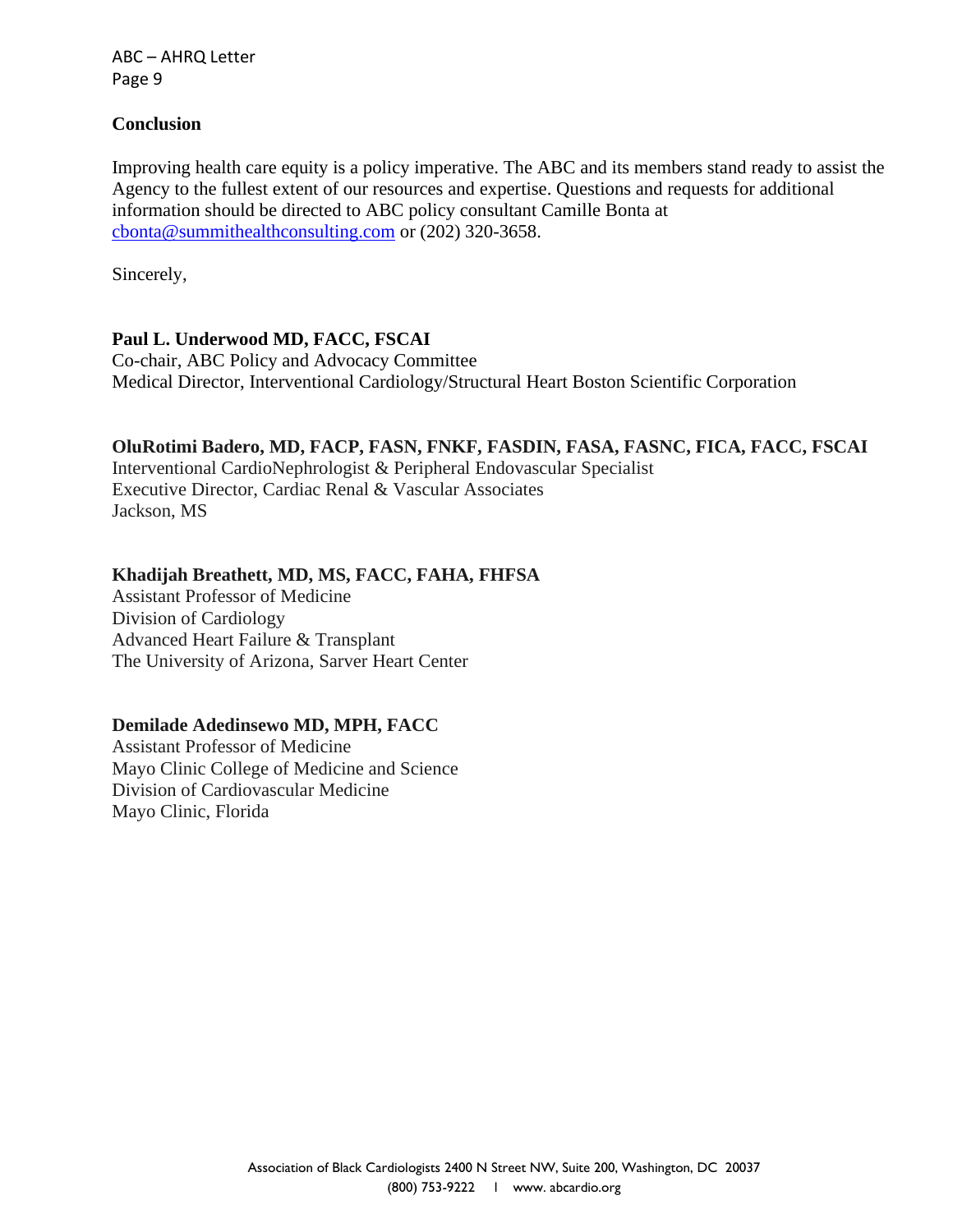**Conclusion**

Improving health care equity is a policy imperative. The ABC and its members stand ready to assist the Agency to the fullest extent of our resources and expertise. Questions and requests for additional information should be directed to ABC policy consultant Camille Bonta at cbonta@summithealthconsulting.com or (202) 320-3658.

Sincerely,

**Paul L. Underwood MD, FACC, FSCAI**
Co-chair, ABC Policy and Advocacy Committee
Medical Director, Interventional Cardiology/Structural Heart Boston Scientific Corporation

**OluRotimi Badero, MD, FACP, FASN, FNKF, FASDIN, FASA, FASNC, FICA, FACC, FSCAI**
Interventional CardioNephrologist & Peripheral Endovascular Specialist
Executive Director, Cardiac Renal & Vascular Associates
Jackson, MS

**Khadijah Breathett, MD, MS, FACC, FAHA, FHFSA**
Assistant Professor of Medicine
Division of Cardiology
Advanced Heart Failure & Transplant
The University of Arizona, Sarver Heart Center

**Demilade Adedinsewo MD, MPH, FACC**
Assistant Professor of Medicine
Mayo Clinic College of Medicine and Science
Division of Cardiovascular Medicine
Mayo Clinic, Florida